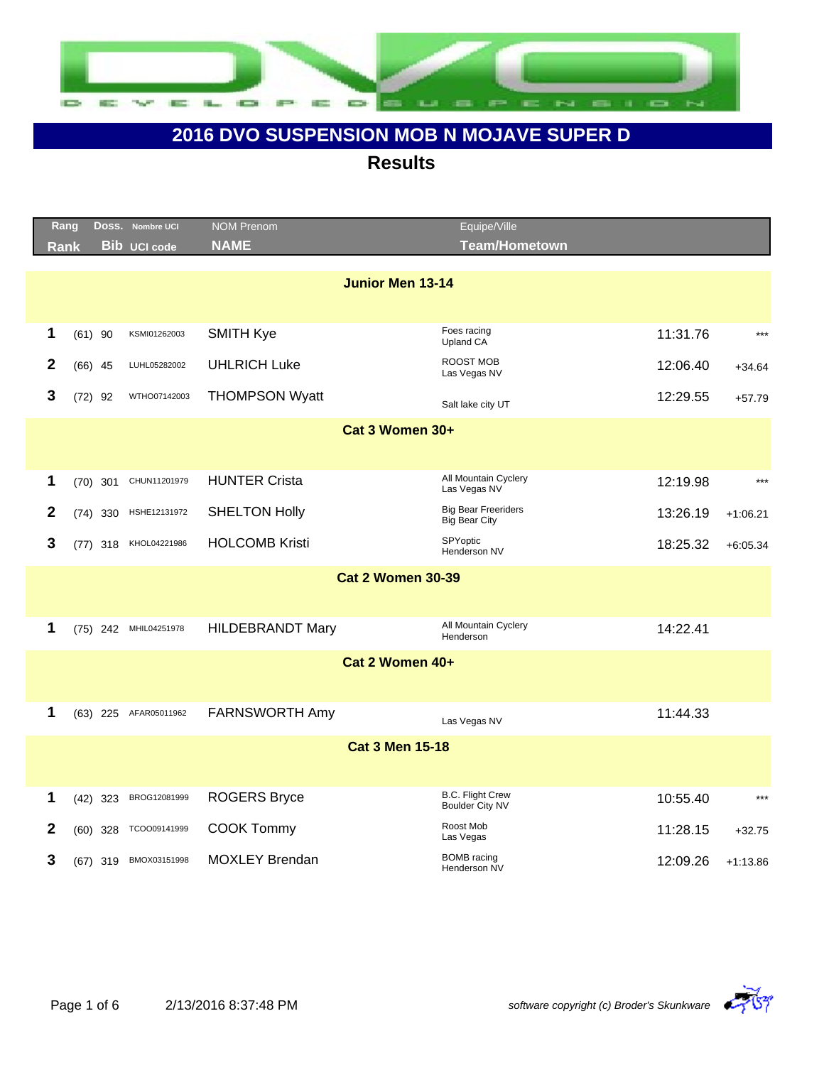# 2016 DVO SUSPENSION MOB N MOJAVE SUPER D

## Results

| Rang Rank | | Doss. Bib | Nombre UCI UCI code | NOM Prenom NAME | Equipe/Ville Team/Hometown | | |
|---|---|---|---|---|---|---|---|
| **Junior Men 13-14** | | | | | | | |
| 1 | (61) | 90 | KSMI01262003 | SMITH Kye | Foes racing Upland CA | 11:31.76 | *** |
| 2 | (66) | 45 | LUHL05282002 | UHLRICH Luke | ROOST MOB Las Vegas NV | 12:06.40 | +34.64 |
| 3 | (72) | 92 | WTHO07142003 | THOMPSON Wyatt | Salt lake city UT | 12:29.55 | +57.79 |
| **Cat 3 Women 30+** | | | | | | | |
| 1 | (70) | 301 | CHUN11201979 | HUNTER Crista | All Mountain Cyclery Las Vegas NV | 12:19.98 | *** |
| 2 | (74) | 330 | HSHE12131972 | SHELTON Holly | Big Bear Freeriders Big Bear City | 13:26.19 | +1:06.21 |
| 3 | (77) | 318 | KHOL04221986 | HOLCOMB Kristi | SPYoptic Henderson NV | 18:25.32 | +6:05.34 |
| **Cat 2 Women 30-39** | | | | | | | |
| 1 | (75) | 242 | MHIL04251978 | HILDEBRANDT Mary | All Mountain Cyclery Henderson | 14:22.41 | |
| **Cat 2 Women 40+** | | | | | | | |
| 1 | (63) | 225 | AFAR05011962 | FARNSWORTH Amy | Las Vegas NV | 11:44.33 | |
| **Cat 3 Men 15-18** | | | | | | | |
| 1 | (42) | 323 | BROG12081999 | ROGERS Bryce | B.C. Flight Crew Boulder City NV | 10:55.40 | *** |
| 2 | (60) | 328 | TCOO09141999 | COOK Tommy | Roost Mob Las Vegas | 11:28.15 | +32.75 |
| 3 | (67) | 319 | BMOX03151998 | MOXLEY Brendan | BOMB racing Henderson NV | 12:09.26 | +1:13.86 |

2/13/2016 8:37:48 PM

*software copyright (c) Broder's Skunkware*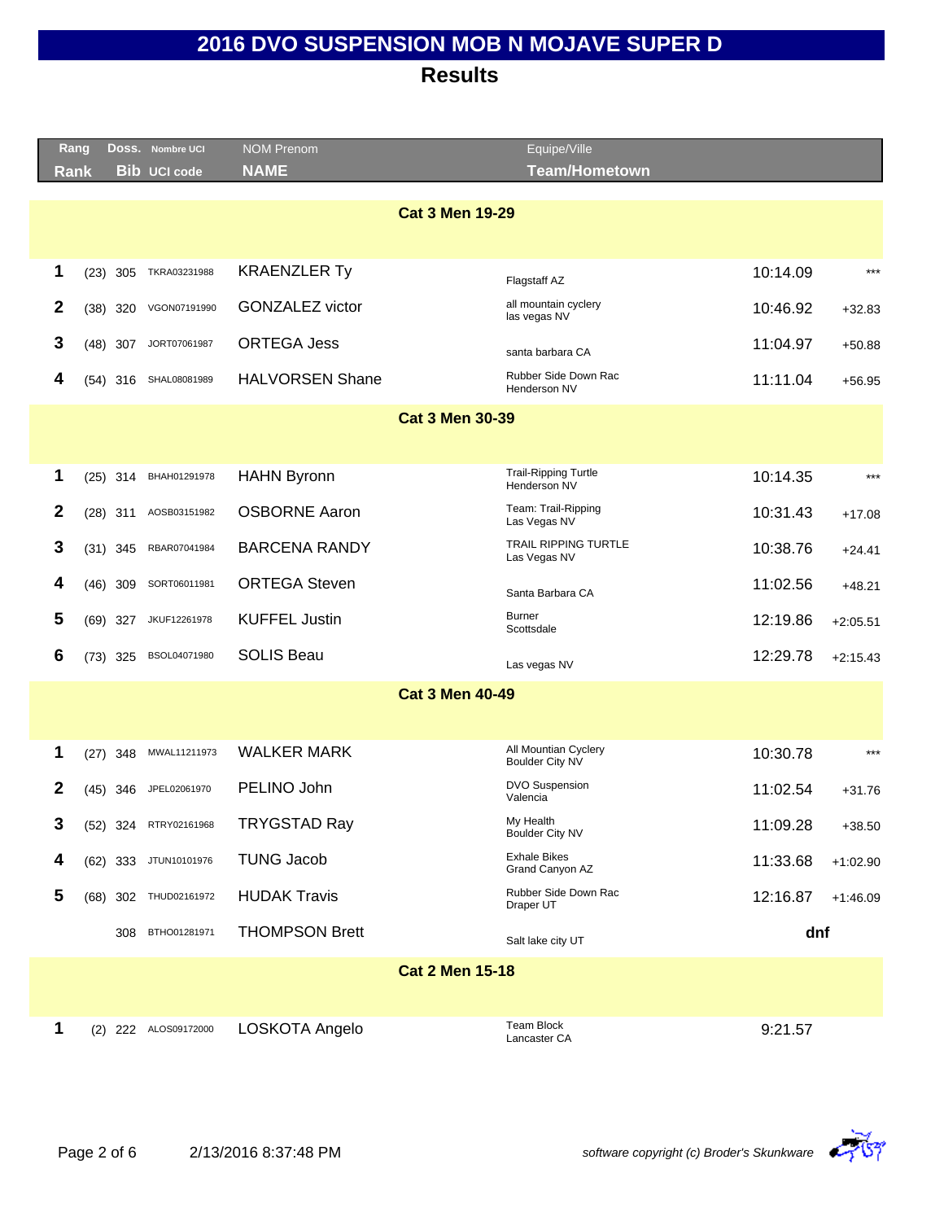# 2016 DVO SUSPENSION MOB N MOJAVE SUPER D

## Results

| Rang Rank | | Doss. Bib | Nombre UCI UCI code | NOM Prenom NAME | Equipe/Ville Team/Hometown | | |
|---|---|---|---|---|---|---|---|
| **Cat 3 Men 19-29** | | | | | | | |
| 1 | (23) | 305 | TKRA03231988 | KRAENZLER Ty | Flagstaff AZ | 10:14.09 | *** |
| 2 | (38) | 320 | VGON07191990 | GONZALEZ victor | all mountain cyclery las vegas NV | 10:46.92 | +32.83 |
| 3 | (48) | 307 | JORT07061987 | ORTEGA Jess | santa barbara CA | 11:04.97 | +50.88 |
| 4 | (54) | 316 | SHAL08081989 | HALVORSEN Shane | Rubber Side Down Rac Henderson NV | 11:11.04 | +56.95 |
| **Cat 3 Men 30-39** | | | | | | | |
| 1 | (25) | 314 | BHAH01291978 | HAHN Byronn | Trail-Ripping Turtle Henderson NV | 10:14.35 | *** |
| 2 | (28) | 311 | AOSB03151982 | OSBORNE Aaron | Team: Trail-Ripping Las Vegas NV | 10:31.43 | +17.08 |
| 3 | (31) | 345 | RBAR07041984 | BARCENA RANDY | TRAIL RIPPING TURTLE Las Vegas NV | 10:38.76 | +24.41 |
| 4 | (46) | 309 | SORT06011981 | ORTEGA Steven | Santa Barbara CA | 11:02.56 | +48.21 |
| 5 | (69) | 327 | JKUF12261978 | KUFFEL Justin | Burner Scottsdale | 12:19.86 | +2:05.51 |
| 6 | (73) | 325 | BSOL04071980 | SOLIS Beau | Las vegas NV | 12:29.78 | +2:15.43 |
| **Cat 3 Men 40-49** | | | | | | | |
| 1 | (27) | 348 | MWAL11211973 | WALKER MARK | All Mountain Cyclery Boulder City NV | 10:30.78 | *** |
| 2 | (45) | 346 | JPEL02061970 | PELINO John | DVO Suspension Valencia | 11:02.54 | +31.76 |
| 3 | (52) | 324 | RTRY02161968 | TRYGSTAD Ray | My Health Boulder City NV | 11:09.28 | +38.50 |
| 4 | (62) | 333 | JTUN10101976 | TUNG Jacob | Exhale Bikes Grand Canyon AZ | 11:33.68 | +1:02.90 |
| 5 | (68) | 302 | THUD02161972 | HUDAK Travis | Rubber Side Down Rac Draper UT | 12:16.87 | +1:46.09 |
| | | 308 | BTHO01281971 | THOMPSON Brett | Salt lake city UT | dnf | |
| **Cat 2 Men 15-18** | | | | | | | |
| 1 | (2) | 222 | ALOS09172000 | LOSKOTA Angelo | Team Block Lancaster CA | 9:21.57 | |

2/13/2016 8:37:48 PM

*software copyright (c) Broder's Skunkware*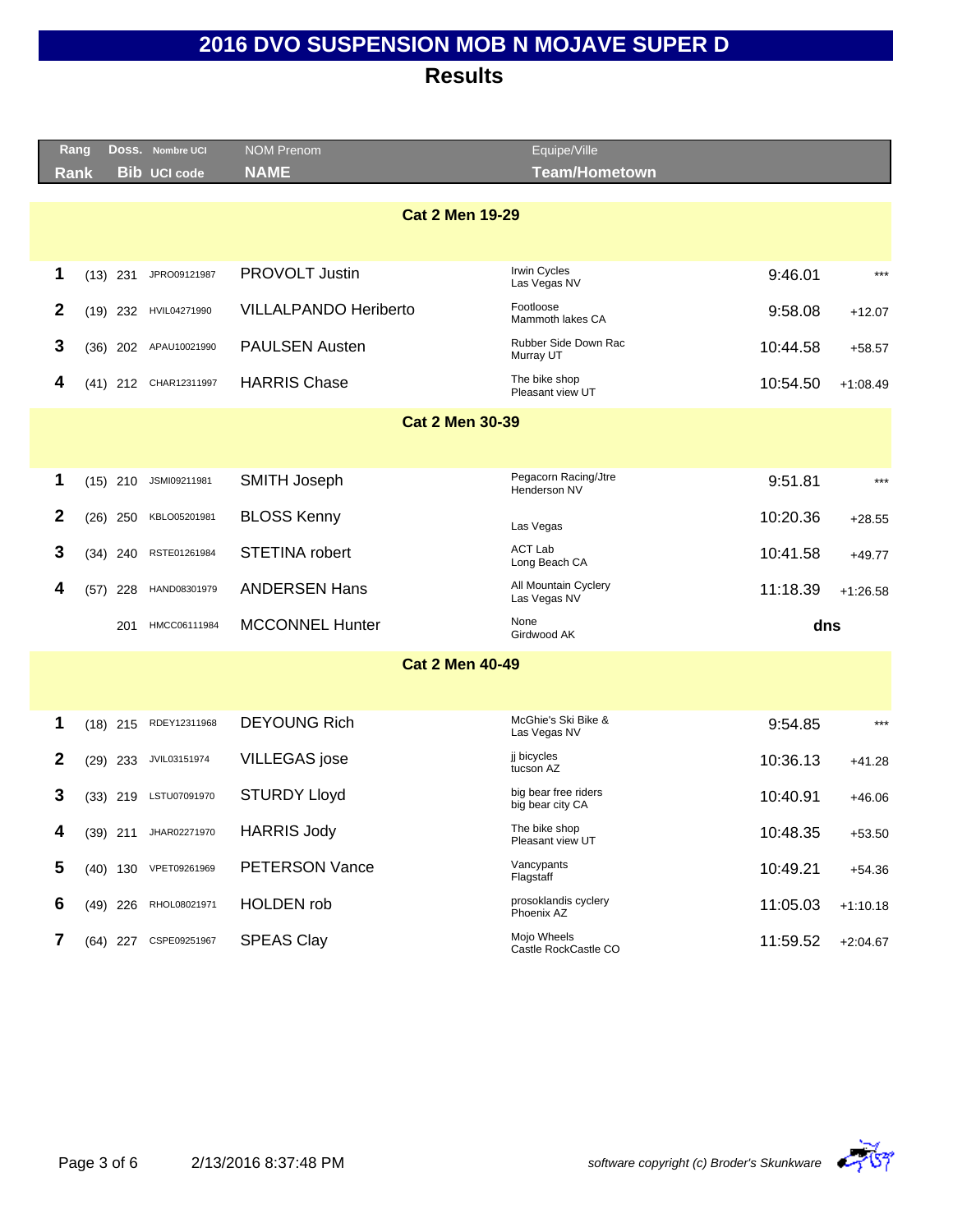# 2016 DVO SUSPENSION MOB N MOJAVE SUPER D

## Results

| Rang / Rank | | Doss. / Bib | Nombre UCI / UCI code | NOM Prenom / NAME | Equipe/Ville / Team/Hometown | | |
|---|---|---|---|---|---|---|---|
| **Cat 2 Men 19-29** | | | | | | | |
| 1 | (13) | 231 | JPRO09121987 | PROVOLT Justin | Irwin Cycles<br>Las Vegas NV | 9:46.01 | *** |
| 2 | (19) | 232 | HVIL04271990 | VILLALPANDO Heriberto | Footloose<br>Mammoth lakes CA | 9:58.08 | +12.07 |
| 3 | (36) | 202 | APAU10021990 | PAULSEN Austen | Rubber Side Down Rac<br>Murray UT | 10:44.58 | +58.57 |
| 4 | (41) | 212 | CHAR12311997 | HARRIS Chase | The bike shop<br>Pleasant view UT | 10:54.50 | +1:08.49 |
| **Cat 2 Men 30-39** | | | | | | | |
| 1 | (15) | 210 | JSMI09211981 | SMITH Joseph | Pegacorn Racing/Jtre<br>Henderson NV | 9:51.81 | *** |
| 2 | (26) | 250 | KBLO05201981 | BLOSS Kenny | Las Vegas | 10:20.36 | +28.55 |
| 3 | (34) | 240 | RSTE01261984 | STETINA robert | ACT Lab<br>Long Beach CA | 10:41.58 | +49.77 |
| 4 | (57) | 228 | HAND08301979 | ANDERSEN Hans | All Mountain Cyclery<br>Las Vegas NV | 11:18.39 | +1:26.58 |
| | | 201 | HMCC06111984 | MCCONNEL Hunter | None<br>Girdwood AK | dns | |
| **Cat 2 Men 40-49** | | | | | | | |
| 1 | (18) | 215 | RDEY12311968 | DEYOUNG Rich | McGhie's Ski Bike &<br>Las Vegas NV | 9:54.85 | *** |
| 2 | (29) | 233 | JVIL03151974 | VILLEGAS jose | jj bicycles<br>tucson AZ | 10:36.13 | +41.28 |
| 3 | (33) | 219 | LSTU07091970 | STURDY Lloyd | big bear free riders<br>big bear city CA | 10:40.91 | +46.06 |
| 4 | (39) | 211 | JHAR02271970 | HARRIS Jody | The bike shop<br>Pleasant view UT | 10:48.35 | +53.50 |
| 5 | (40) | 130 | VPET09261969 | PETERSON Vance | Vancypants<br>Flagstaff | 10:49.21 | +54.36 |
| 6 | (49) | 226 | RHOL08021971 | HOLDEN rob | prosoklandis cyclery<br>Phoenix AZ | 11:05.03 | +1:10.18 |
| 7 | (64) | 227 | CSPE09251967 | SPEAS Clay | Mojo Wheels<br>Castle RockCastle CO | 11:59.52 | +2:04.67 |

2/13/2016 8:37:48 PM

*software copyright (c) Broder's Skunkware*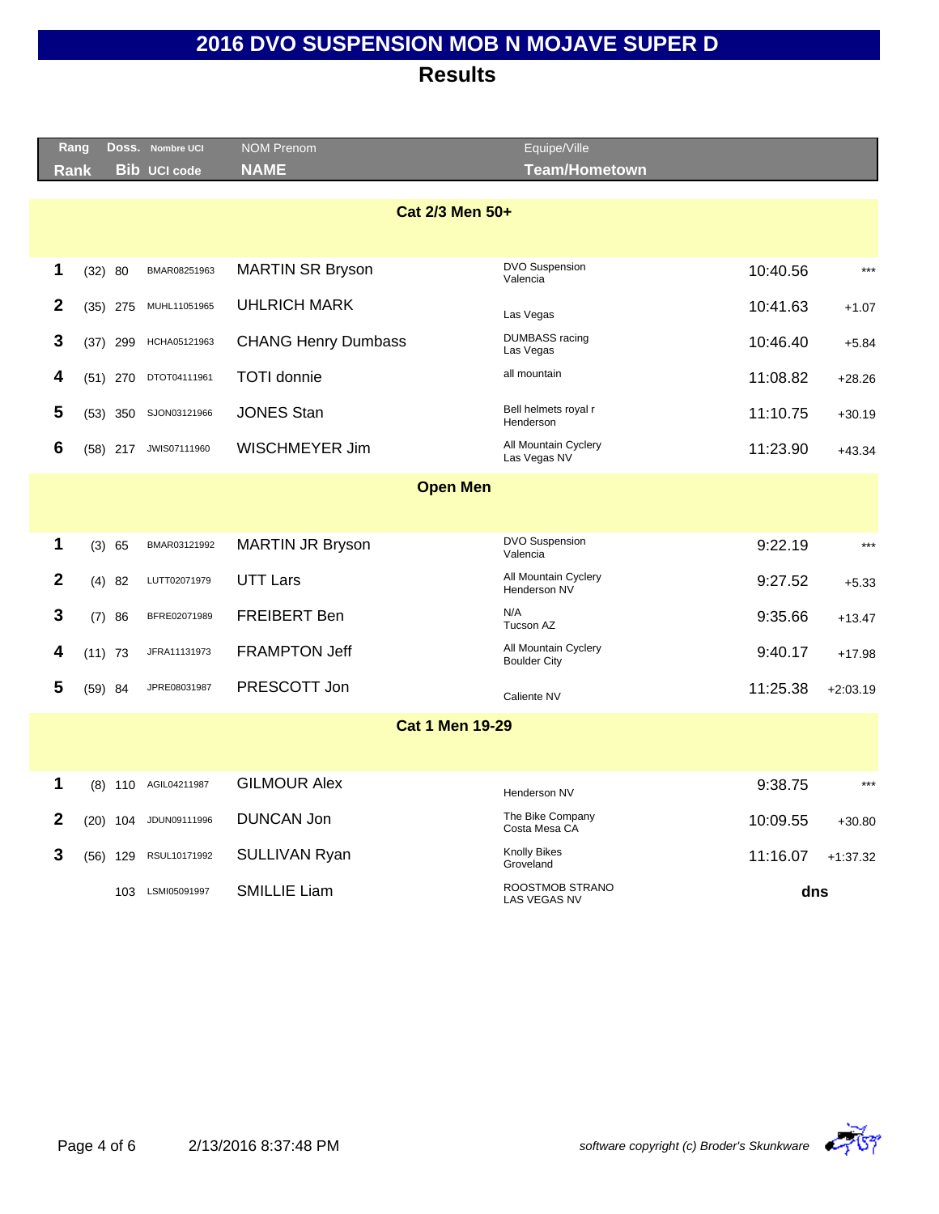# 2016 DVO SUSPENSION MOB N MOJAVE SUPER D

## Results

| Rang / Rank | | Doss. / Bib | Nombre UCI / UCI code | NOM Prenom / NAME | Equipe/Ville / Team/Hometown | | |
|---|---|---|---|---|---|---|---|
| **Cat 2/3 Men 50+** | | | | | | | |
| **1** | (32) | 80 | BMAR08251963 | MARTIN SR Bryson | DVO Suspension<br>Valencia | 10:40.56 | *** |
| **2** | (35) | 275 | MUHL11051965 | UHLRICH MARK | Las Vegas | 10:41.63 | +1.07 |
| **3** | (37) | 299 | HCHA05121963 | CHANG Henry Dumbass | DUMBASS racing<br>Las Vegas | 10:46.40 | +5.84 |
| **4** | (51) | 270 | DTOT04111961 | TOTI donnie | all mountain | 11:08.82 | +28.26 |
| **5** | (53) | 350 | SJON03121966 | JONES Stan | Bell helmets royal r<br>Henderson | 11:10.75 | +30.19 |
| **6** | (58) | 217 | JWIS07111960 | WISCHMEYER Jim | All Mountain Cyclery<br>Las Vegas NV | 11:23.90 | +43.34 |
| **Open Men** | | | | | | | |
| **1** | (3) | 65 | BMAR03121992 | MARTIN JR Bryson | DVO Suspension<br>Valencia | 9:22.19 | *** |
| **2** | (4) | 82 | LUTT02071979 | UTT Lars | All Mountain Cyclery<br>Henderson NV | 9:27.52 | +5.33 |
| **3** | (7) | 86 | BFRE02071989 | FREIBERT Ben | N/A<br>Tucson AZ | 9:35.66 | +13.47 |
| **4** | (11) | 73 | JFRA11131973 | FRAMPTON Jeff | All Mountain Cyclery<br>Boulder City | 9:40.17 | +17.98 |
| **5** | (59) | 84 | JPRE08031987 | PRESCOTT Jon | Caliente NV | 11:25.38 | +2:03.19 |
| **Cat 1 Men 19-29** | | | | | | | |
| **1** | (8) | 110 | AGIL04211987 | GILMOUR Alex | Henderson NV | 9:38.75 | *** |
| **2** | (20) | 104 | JDUN09111996 | DUNCAN Jon | The Bike Company<br>Costa Mesa CA | 10:09.55 | +30.80 |
| **3** | (56) | 129 | RSUL10171992 | SULLIVAN Ryan | Knolly Bikes<br>Groveland | 11:16.07 | +1:37.32 |
| | | 103 | LSMI05091997 | SMILLIE Liam | ROOSTMOB STRANO<br>LAS VEGAS NV | **dns** | |

2/13/2016 8:37:48 PM

*software copyright (c) Broder's Skunkware*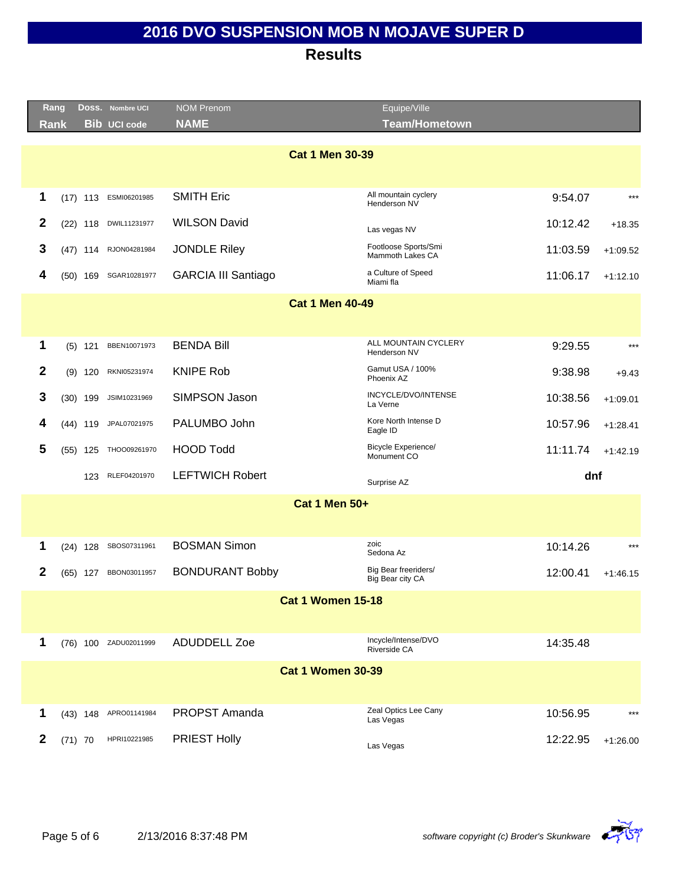# 2016 DVO SUSPENSION MOB N MOJAVE SUPER D

## Results

| Rang / Rank | | Doss. / Bib | Nombre UCI / UCI code | NOM Prenom / NAME | Equipe/Ville / Team/Hometown | | |
|---|---|---|---|---|---|---|---|
| **Cat 1 Men 30-39** | | | | | | | |
| **1** | (17) | 113 | ESMI06201985 | SMITH Eric | All mountain cyclery<br>Henderson NV | 9:54.07 | *** |
| **2** | (22) | 118 | DWIL11231977 | WILSON David | Las vegas NV | 10:12.42 | +18.35 |
| **3** | (47) | 114 | RJON04281984 | JONDLE Riley | Footloose Sports/Smi<br>Mammoth Lakes CA | 11:03.59 | +1:09.52 |
| **4** | (50) | 169 | SGAR10281977 | GARCIA III Santiago | a Culture of Speed<br>Miami fla | 11:06.17 | +1:12.10 |
| **Cat 1 Men 40-49** | | | | | | | |
| **1** | (5) | 121 | BBEN10071973 | BENDA Bill | ALL MOUNTAIN CYCLERY<br>Henderson NV | 9:29.55 | *** |
| **2** | (9) | 120 | RKNI05231974 | KNIPE Rob | Gamut USA / 100%<br>Phoenix AZ | 9:38.98 | +9.43 |
| **3** | (30) | 199 | JSIM10231969 | SIMPSON Jason | INCYCLE/DVO/INTENSE<br>La Verne | 10:38.56 | +1:09.01 |
| **4** | (44) | 119 | JPAL07021975 | PALUMBO John | Kore North Intense D<br>Eagle ID | 10:57.96 | +1:28.41 |
| **5** | (55) | 125 | THOO09261970 | HOOD Todd | Bicycle Experience/<br>Monument CO | 11:11.74 | +1:42.19 |
| | | 123 | RLEF04201970 | LEFTWICH Robert | Surprise AZ | dnf | |
| **Cat 1 Men 50+** | | | | | | | |
| **1** | (24) | 128 | SBOS07311961 | BOSMAN Simon | zoic<br>Sedona Az | 10:14.26 | *** |
| **2** | (65) | 127 | BBON03011957 | BONDURANT Bobby | Big Bear freeriders/<br>Big Bear city CA | 12:00.41 | +1:46.15 |
| **Cat 1 Women 15-18** | | | | | | | |
| **1** | (76) | 100 | ZADU02011999 | ADUDDELL Zoe | Incycle/Intense/DVO<br>Riverside CA | 14:35.48 | |
| **Cat 1 Women 30-39** | | | | | | | |
| **1** | (43) | 148 | APRO01141984 | PROPST Amanda | Zeal Optics Lee Cany<br>Las Vegas | 10:56.95 | *** |
| **2** | (71) | 70 | HPRI10221985 | PRIEST Holly | Las Vegas | 12:22.95 | +1:26.00 |

2/13/2016 8:37:48 PM

*software copyright (c) Broder's Skunkware*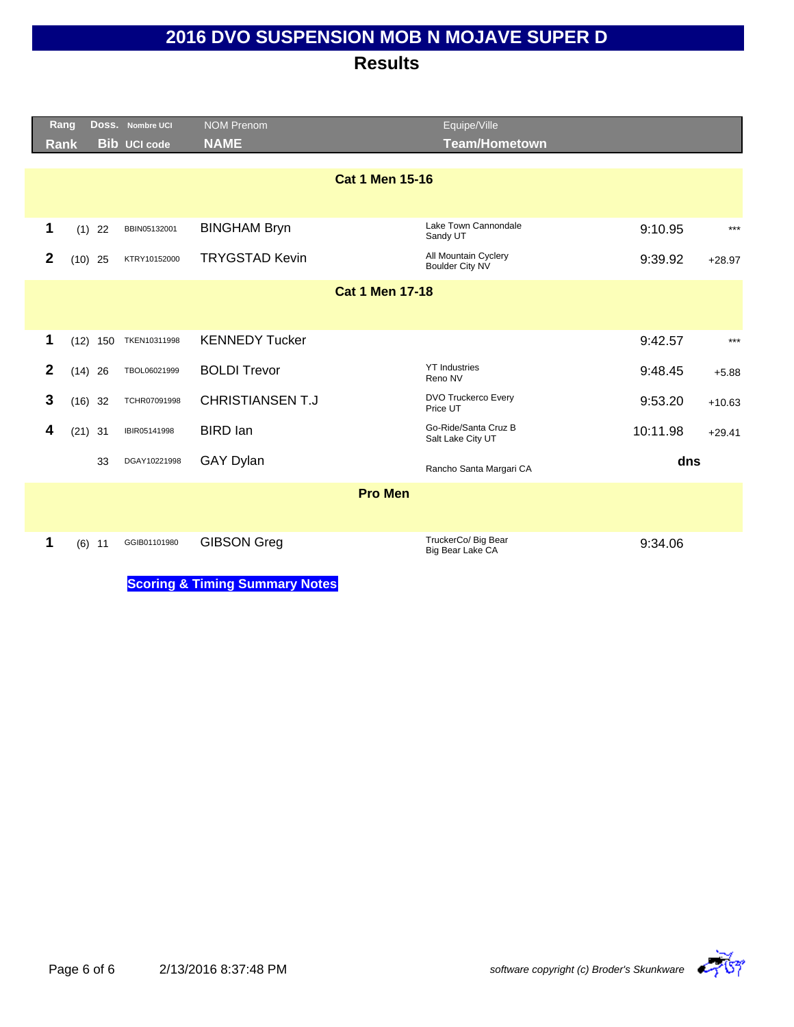# 2016 DVO SUSPENSION MOB N MOJAVE SUPER D

## Results

| Rang<br>Rank | Doss.<br>Bib | Nombre UCI<br>UCI code | NOM Prenom<br>NAME | Equipe/Ville<br>Team/Hometown | | |
|---|---|---|---|---|---|---|
| | | | **Cat 1 Men 15-16** | | | |
| 1 | (1) 22 | BBIN05132001 | BINGHAM Bryn | Lake Town Cannondale<br>Sandy UT | 9:10.95 | *** |
| 2 | (10) 25 | KTRY10152000 | TRYGSTAD Kevin | All Mountain Cyclery<br>Boulder City NV | 9:39.92 | +28.97 |
| | | | **Cat 1 Men 17-18** | | | |
| 1 | (12) 150 | TKEN10311998 | KENNEDY Tucker | | 9:42.57 | *** |
| 2 | (14) 26 | TBOL06021999 | BOLDI Trevor | YT Industries<br>Reno NV | 9:48.45 | +5.88 |
| 3 | (16) 32 | TCHR07091998 | CHRISTIANSEN T.J | DVO Truckerco Every<br>Price UT | 9:53.20 | +10.63 |
| 4 | (21) 31 | IBIR05141998 | BIRD Ian | Go-Ride/Santa Cruz B<br>Salt Lake City UT | 10:11.98 | +29.41 |
| | 33 | DGAY10221998 | GAY Dylan | Rancho Santa Margari CA | dns | |
| | | | **Pro Men** | | | |
| 1 | (6) 11 | GGIB01101980 | GIBSON Greg | TruckerCo/ Big Bear<br>Big Bear Lake CA | 9:34.06 | |

**Scoring & Timing Summary Notes**

2/13/2016 8:37:48 PM

*software copyright (c) Broder's Skunkware*